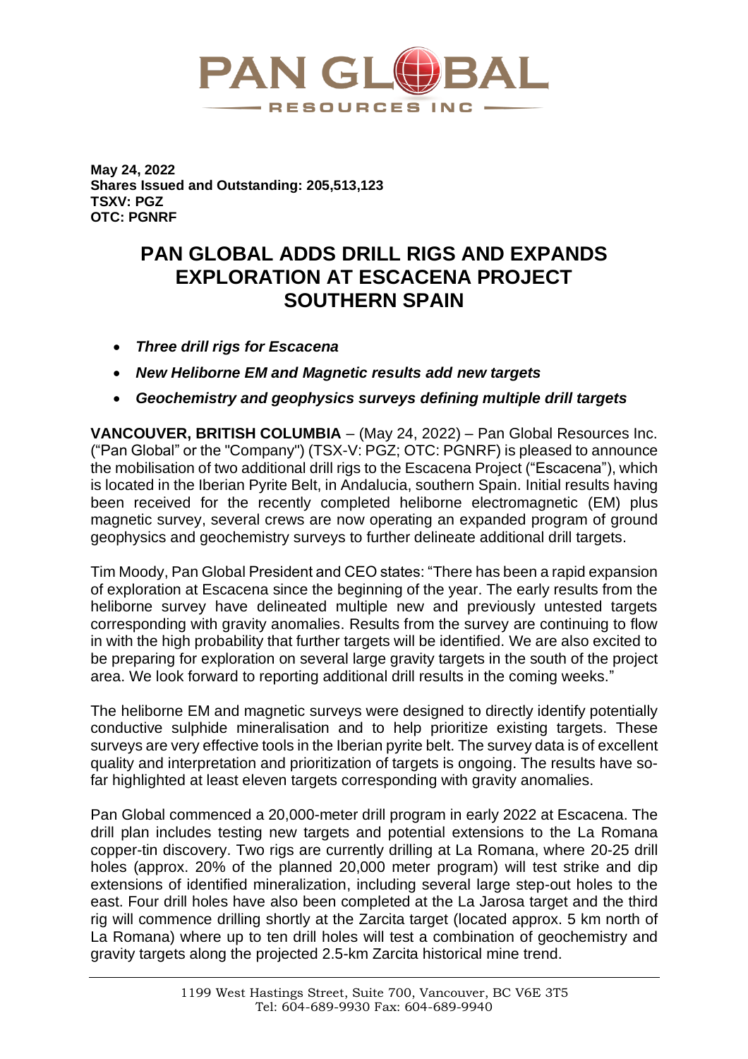**May 24, 2022**
**Shares Issued and Outstanding: 205,513,123**
**TSXV: PGZ**
**OTC: PGNRF**

# PAN GLOBAL ADDS DRILL RIGS AND EXPANDS EXPLORATION AT ESCACENA PROJECT SOUTHERN SPAIN

- ***Three drill rigs for Escacena***
- ***New Heliborne EM and Magnetic results add new targets***
- ***Geochemistry and geophysics surveys defining multiple drill targets***

**VANCOUVER, BRITISH COLUMBIA** – (May 24, 2022) – Pan Global Resources Inc. ("Pan Global" or the "Company") (TSX-V: PGZ; OTC: PGNRF) is pleased to announce the mobilisation of two additional drill rigs to the Escacena Project ("Escacena"), which is located in the Iberian Pyrite Belt, in Andalucia, southern Spain. Initial results having been received for the recently completed heliborne electromagnetic (EM) plus magnetic survey, several crews are now operating an expanded program of ground geophysics and geochemistry surveys to further delineate additional drill targets.

Tim Moody, Pan Global President and CEO states: "There has been a rapid expansion of exploration at Escacena since the beginning of the year. The early results from the heliborne survey have delineated multiple new and previously untested targets corresponding with gravity anomalies. Results from the survey are continuing to flow in with the high probability that further targets will be identified. We are also excited to be preparing for exploration on several large gravity targets in the south of the project area. We look forward to reporting additional drill results in the coming weeks."

The heliborne EM and magnetic surveys were designed to directly identify potentially conductive sulphide mineralisation and to help prioritize existing targets. These surveys are very effective tools in the Iberian pyrite belt. The survey data is of excellent quality and interpretation and prioritization of targets is ongoing. The results have so-far highlighted at least eleven targets corresponding with gravity anomalies.

Pan Global commenced a 20,000-meter drill program in early 2022 at Escacena. The drill plan includes testing new targets and potential extensions to the La Romana copper-tin discovery. Two rigs are currently drilling at La Romana, where 20-25 drill holes (approx. 20% of the planned 20,000 meter program) will test strike and dip extensions of identified mineralization, including several large step-out holes to the east. Four drill holes have also been completed at the La Jarosa target and the third rig will commence drilling shortly at the Zarcita target (located approx. 5 km north of La Romana) where up to ten drill holes will test a combination of geochemistry and gravity targets along the projected 2.5-km Zarcita historical mine trend.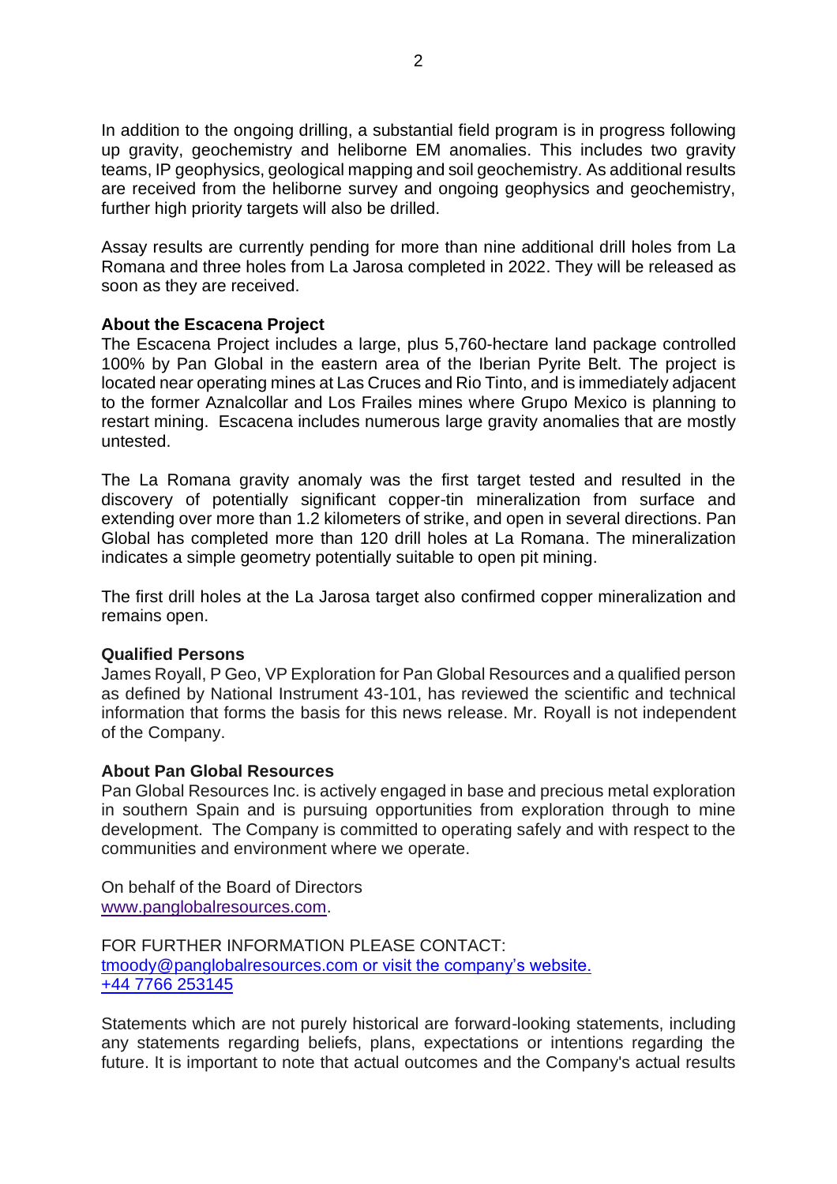In addition to the ongoing drilling, a substantial field program is in progress following up gravity, geochemistry and heliborne EM anomalies. This includes two gravity teams, IP geophysics, geological mapping and soil geochemistry. As additional results are received from the heliborne survey and ongoing geophysics and geochemistry, further high priority targets will also be drilled.

Assay results are currently pending for more than nine additional drill holes from La Romana and three holes from La Jarosa completed in 2022. They will be released as soon as they are received.

**About the Escacena Project**

The Escacena Project includes a large, plus 5,760-hectare land package controlled 100% by Pan Global in the eastern area of the Iberian Pyrite Belt. The project is located near operating mines at Las Cruces and Rio Tinto, and is immediately adjacent to the former Aznalcollar and Los Frailes mines where Grupo Mexico is planning to restart mining. Escacena includes numerous large gravity anomalies that are mostly untested.

The La Romana gravity anomaly was the first target tested and resulted in the discovery of potentially significant copper-tin mineralization from surface and extending over more than 1.2 kilometers of strike, and open in several directions. Pan Global has completed more than 120 drill holes at La Romana. The mineralization indicates a simple geometry potentially suitable to open pit mining.

The first drill holes at the La Jarosa target also confirmed copper mineralization and remains open.

**Qualified Persons**

James Royall, P Geo, VP Exploration for Pan Global Resources and a qualified person as defined by National Instrument 43-101, has reviewed the scientific and technical information that forms the basis for this news release. Mr. Royall is not independent of the Company.

**About Pan Global Resources**

Pan Global Resources Inc. is actively engaged in base and precious metal exploration in southern Spain and is pursuing opportunities from exploration through to mine development. The Company is committed to operating safely and with respect to the communities and environment where we operate.

On behalf of the Board of Directors
www.panglobalresources.com.

FOR FURTHER INFORMATION PLEASE CONTACT:
tmoody@panglobalresources.com or visit the company's website.
+44 7766 253145

Statements which are not purely historical are forward-looking statements, including any statements regarding beliefs, plans, expectations or intentions regarding the future. It is important to note that actual outcomes and the Company's actual results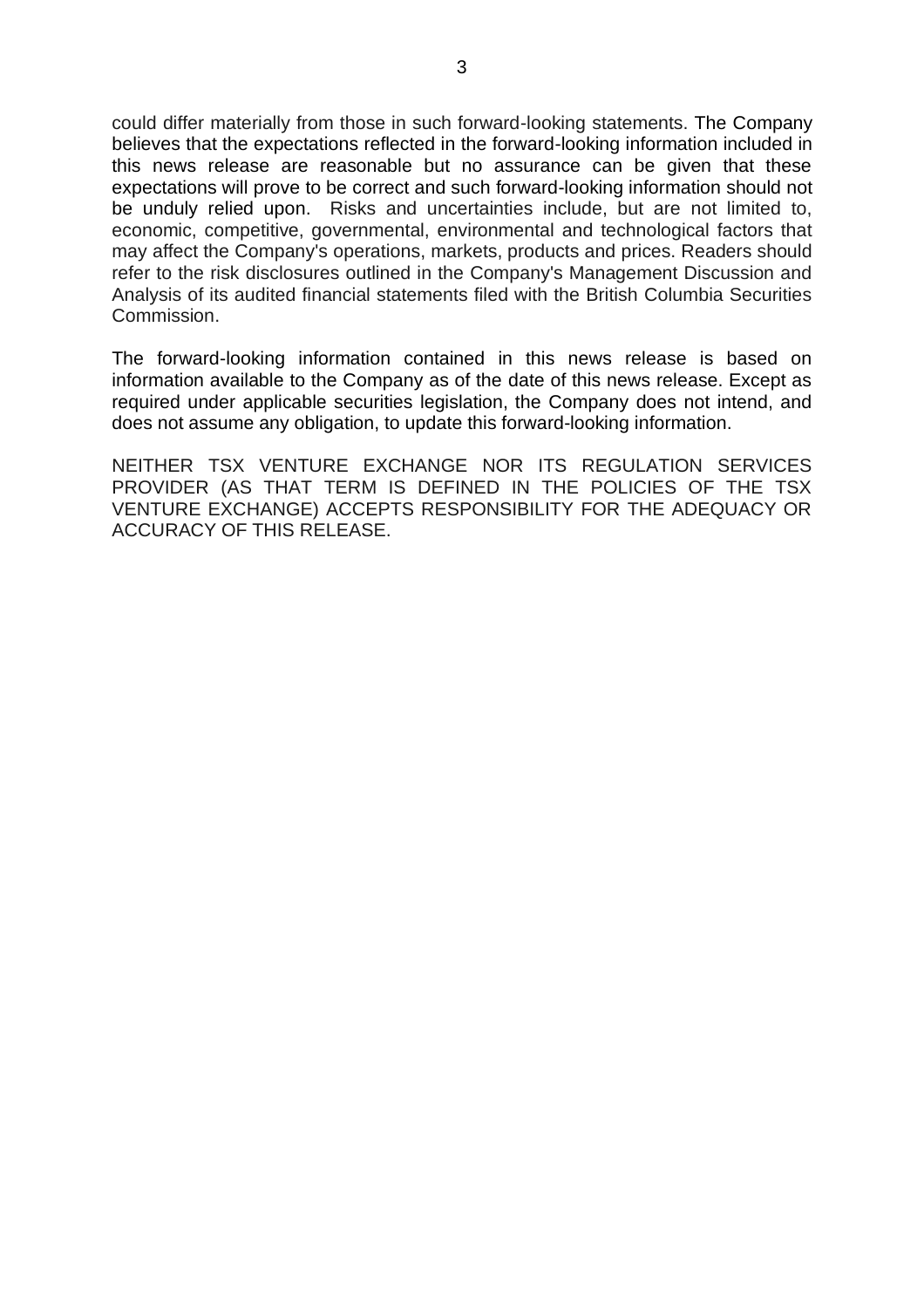could differ materially from those in such forward-looking statements. The Company believes that the expectations reflected in the forward-looking information included in this news release are reasonable but no assurance can be given that these expectations will prove to be correct and such forward-looking information should not be unduly relied upon. Risks and uncertainties include, but are not limited to, economic, competitive, governmental, environmental and technological factors that may affect the Company's operations, markets, products and prices. Readers should refer to the risk disclosures outlined in the Company's Management Discussion and Analysis of its audited financial statements filed with the British Columbia Securities Commission.

The forward-looking information contained in this news release is based on information available to the Company as of the date of this news release. Except as required under applicable securities legislation, the Company does not intend, and does not assume any obligation, to update this forward-looking information.

NEITHER TSX VENTURE EXCHANGE NOR ITS REGULATION SERVICES PROVIDER (AS THAT TERM IS DEFINED IN THE POLICIES OF THE TSX VENTURE EXCHANGE) ACCEPTS RESPONSIBILITY FOR THE ADEQUACY OR ACCURACY OF THIS RELEASE.